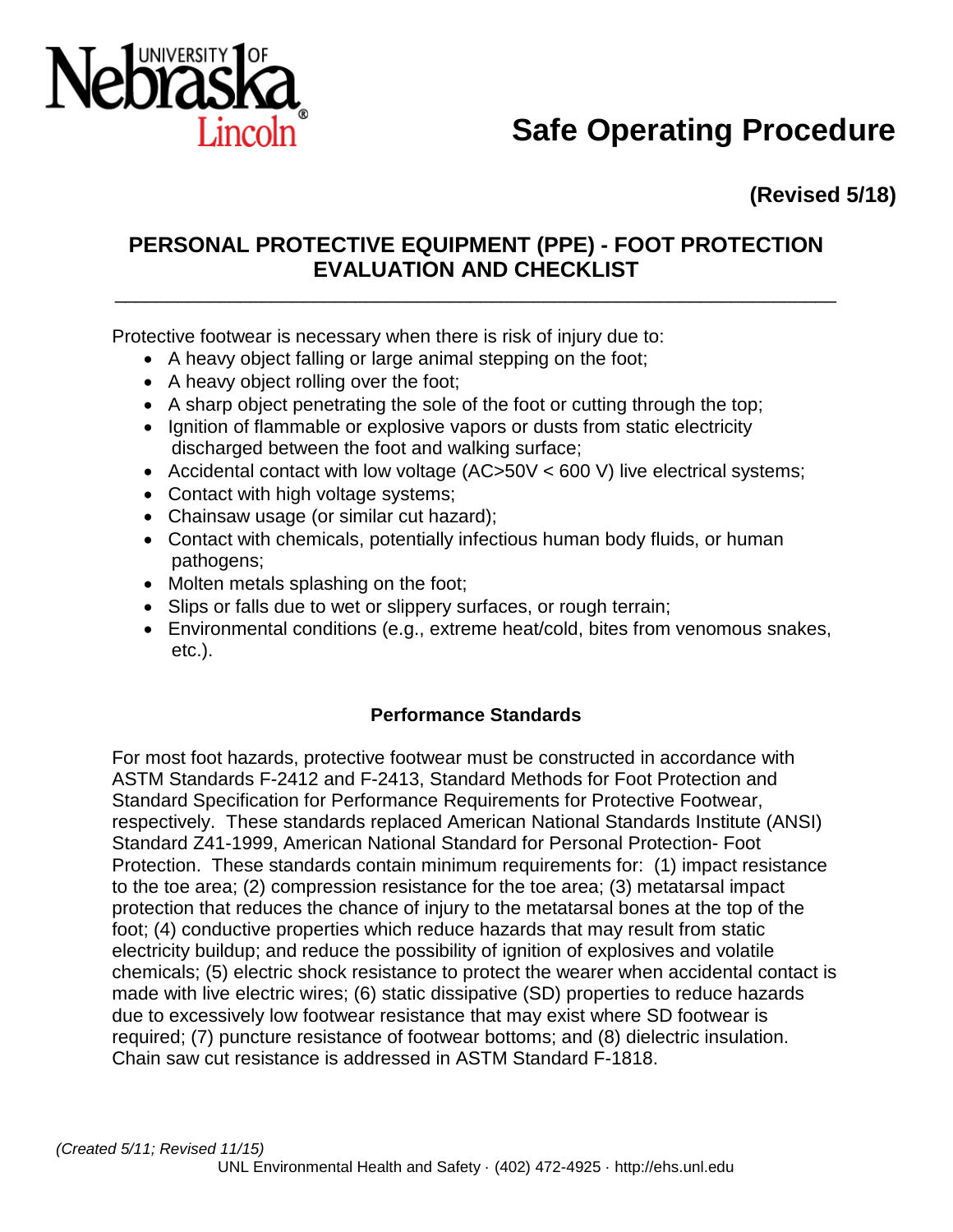# Safe Operating Procedure

**(Revised 5/18)**

## PERSONAL PROTECTIVE EQUIPMENT (PPE) - FOOT PROTECTION EVALUATION AND CHECKLIST

---

Protective footwear is necessary when there is risk of injury due to:

- A heavy object falling or large animal stepping on the foot;
- A heavy object rolling over the foot;
- A sharp object penetrating the sole of the foot or cutting through the top;
- Ignition of flammable or explosive vapors or dusts from static electricity discharged between the foot and walking surface;
- Accidental contact with low voltage (AC>50V < 600 V) live electrical systems;
- Contact with high voltage systems;
- Chainsaw usage (or similar cut hazard);
- Contact with chemicals, potentially infectious human body fluids, or human pathogens;
- Molten metals splashing on the foot;
- Slips or falls due to wet or slippery surfaces, or rough terrain;
- Environmental conditions (e.g., extreme heat/cold, bites from venomous snakes, etc.).

### Performance Standards

For most foot hazards, protective footwear must be constructed in accordance with ASTM Standards F-2412 and F-2413, Standard Methods for Foot Protection and Standard Specification for Performance Requirements for Protective Footwear, respectively. These standards replaced American National Standards Institute (ANSI) Standard Z41-1999, American National Standard for Personal Protection- Foot Protection. These standards contain minimum requirements for: (1) impact resistance to the toe area; (2) compression resistance for the toe area; (3) metatarsal impact protection that reduces the chance of injury to the metatarsal bones at the top of the foot; (4) conductive properties which reduce hazards that may result from static electricity buildup; and reduce the possibility of ignition of explosives and volatile chemicals; (5) electric shock resistance to protect the wearer when accidental contact is made with live electric wires; (6) static dissipative (SD) properties to reduce hazards due to excessively low footwear resistance that may exist where SD footwear is required; (7) puncture resistance of footwear bottoms; and (8) dielectric insulation. Chain saw cut resistance is addressed in ASTM Standard F-1818.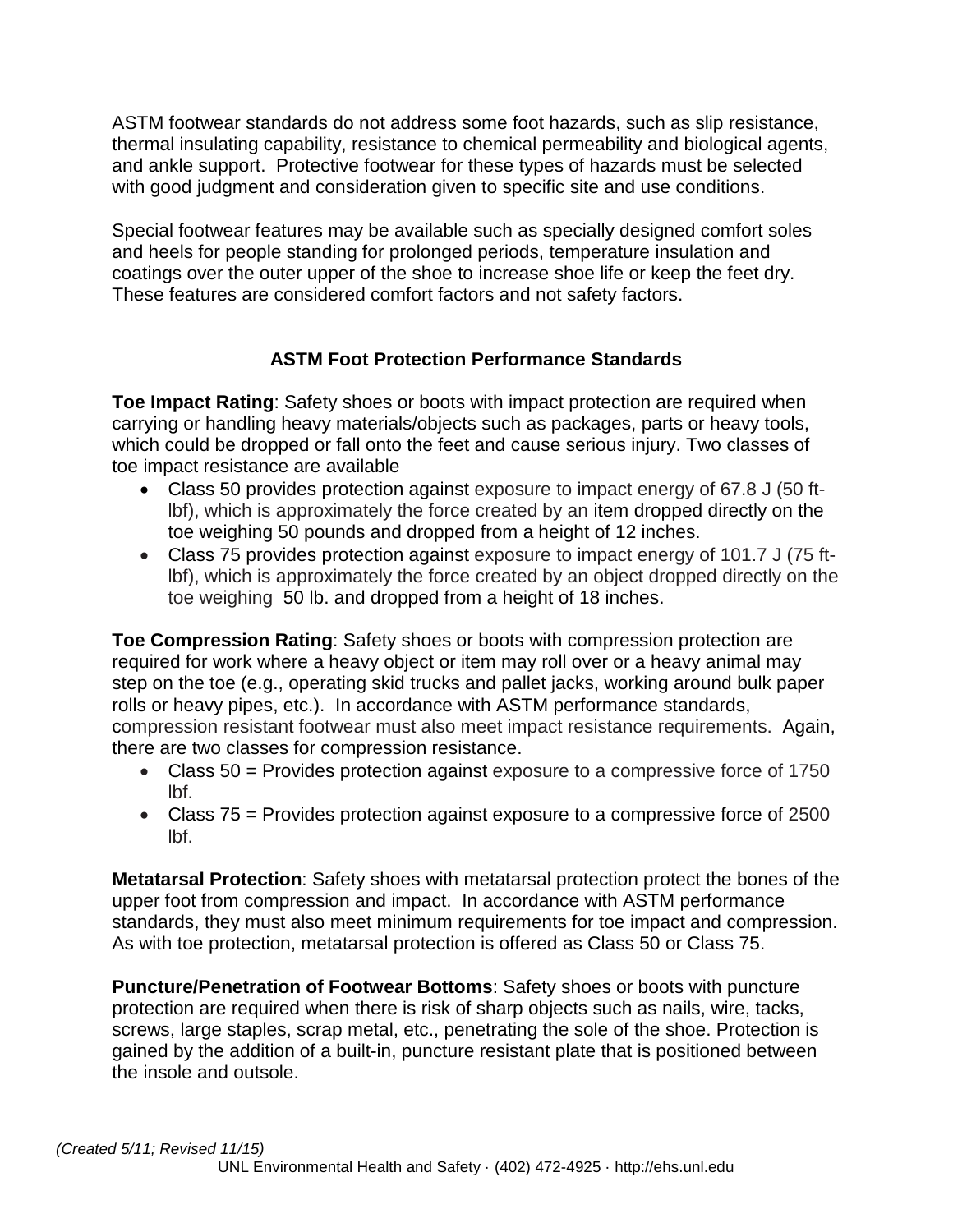ASTM footwear standards do not address some foot hazards, such as slip resistance, thermal insulating capability, resistance to chemical permeability and biological agents, and ankle support. Protective footwear for these types of hazards must be selected with good judgment and consideration given to specific site and use conditions.

Special footwear features may be available such as specially designed comfort soles and heels for people standing for prolonged periods, temperature insulation and coatings over the outer upper of the shoe to increase shoe life or keep the feet dry. These features are considered comfort factors and not safety factors.

## ASTM Foot Protection Performance Standards

**Toe Impact Rating**: Safety shoes or boots with impact protection are required when carrying or handling heavy materials/objects such as packages, parts or heavy tools, which could be dropped or fall onto the feet and cause serious injury. Two classes of toe impact resistance are available

- Class 50 provides protection against exposure to impact energy of 67.8 J (50 ft-lbf), which is approximately the force created by an item dropped directly on the toe weighing 50 pounds and dropped from a height of 12 inches.
- Class 75 provides protection against exposure to impact energy of 101.7 J (75 ft-lbf), which is approximately the force created by an object dropped directly on the toe weighing 50 lb. and dropped from a height of 18 inches.

**Toe Compression Rating**: Safety shoes or boots with compression protection are required for work where a heavy object or item may roll over or a heavy animal may step on the toe (e.g., operating skid trucks and pallet jacks, working around bulk paper rolls or heavy pipes, etc.). In accordance with ASTM performance standards, compression resistant footwear must also meet impact resistance requirements. Again, there are two classes for compression resistance.

- Class 50 = Provides protection against exposure to a compressive force of 1750 lbf.
- Class 75 = Provides protection against exposure to a compressive force of 2500 lbf.

**Metatarsal Protection**: Safety shoes with metatarsal protection protect the bones of the upper foot from compression and impact. In accordance with ASTM performance standards, they must also meet minimum requirements for toe impact and compression. As with toe protection, metatarsal protection is offered as Class 50 or Class 75.

**Puncture/Penetration of Footwear Bottoms**: Safety shoes or boots with puncture protection are required when there is risk of sharp objects such as nails, wire, tacks, screws, large staples, scrap metal, etc., penetrating the sole of the shoe. Protection is gained by the addition of a built-in, puncture resistant plate that is positioned between the insole and outsole.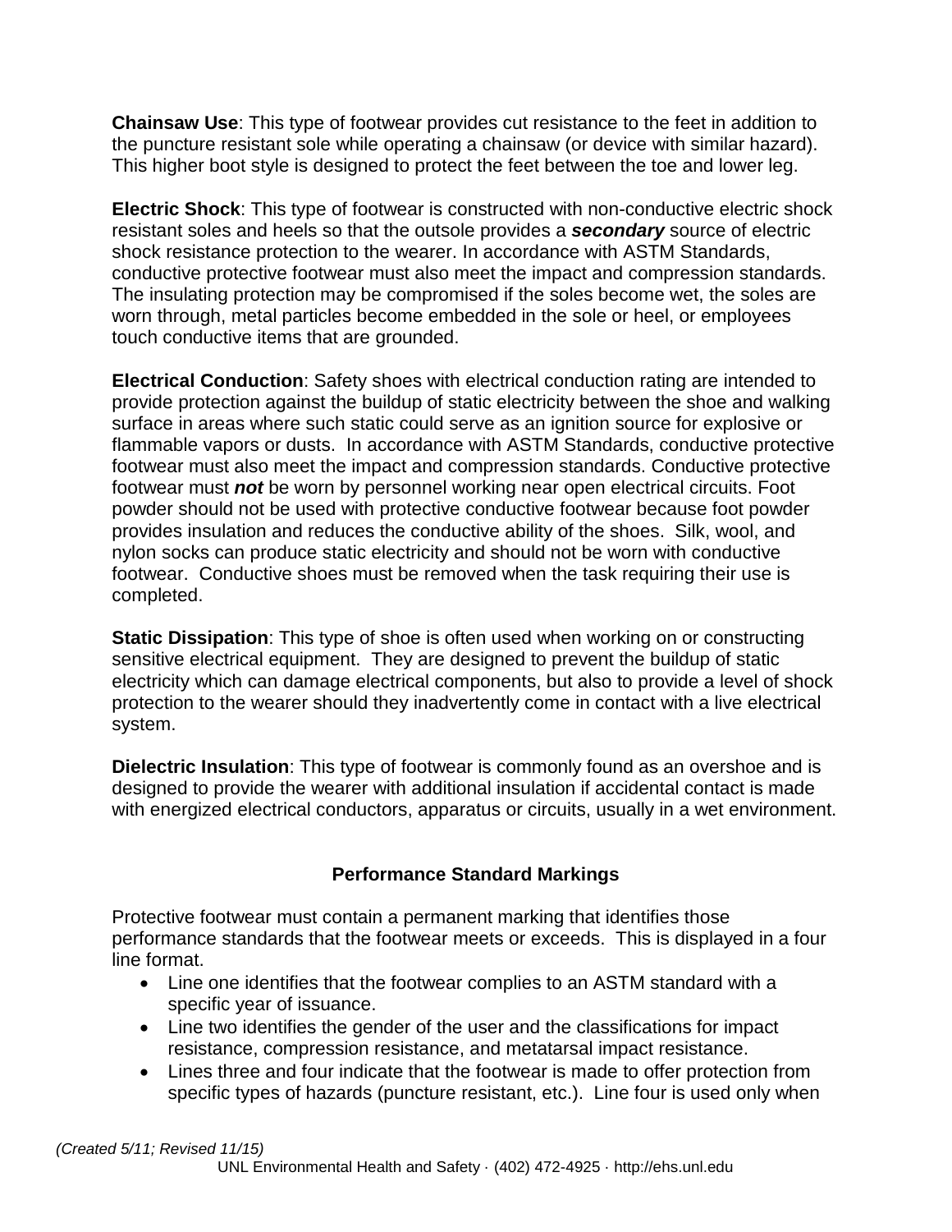**Chainsaw Use**: This type of footwear provides cut resistance to the feet in addition to the puncture resistant sole while operating a chainsaw (or device with similar hazard). This higher boot style is designed to protect the feet between the toe and lower leg.

**Electric Shock**: This type of footwear is constructed with non-conductive electric shock resistant soles and heels so that the outsole provides a ***secondary*** source of electric shock resistance protection to the wearer. In accordance with ASTM Standards, conductive protective footwear must also meet the impact and compression standards. The insulating protection may be compromised if the soles become wet, the soles are worn through, metal particles become embedded in the sole or heel, or employees touch conductive items that are grounded.

**Electrical Conduction**: Safety shoes with electrical conduction rating are intended to provide protection against the buildup of static electricity between the shoe and walking surface in areas where such static could serve as an ignition source for explosive or flammable vapors or dusts. In accordance with ASTM Standards, conductive protective footwear must also meet the impact and compression standards. Conductive protective footwear must ***not*** be worn by personnel working near open electrical circuits. Foot powder should not be used with protective conductive footwear because foot powder provides insulation and reduces the conductive ability of the shoes. Silk, wool, and nylon socks can produce static electricity and should not be worn with conductive footwear. Conductive shoes must be removed when the task requiring their use is completed.

**Static Dissipation**: This type of shoe is often used when working on or constructing sensitive electrical equipment. They are designed to prevent the buildup of static electricity which can damage electrical components, but also to provide a level of shock protection to the wearer should they inadvertently come in contact with a live electrical system.

**Dielectric Insulation**: This type of footwear is commonly found as an overshoe and is designed to provide the wearer with additional insulation if accidental contact is made with energized electrical conductors, apparatus or circuits, usually in a wet environment.

## Performance Standard Markings

Protective footwear must contain a permanent marking that identifies those performance standards that the footwear meets or exceeds. This is displayed in a four line format.

- Line one identifies that the footwear complies to an ASTM standard with a specific year of issuance.
- Line two identifies the gender of the user and the classifications for impact resistance, compression resistance, and metatarsal impact resistance.
- Lines three and four indicate that the footwear is made to offer protection from specific types of hazards (puncture resistant, etc.). Line four is used only when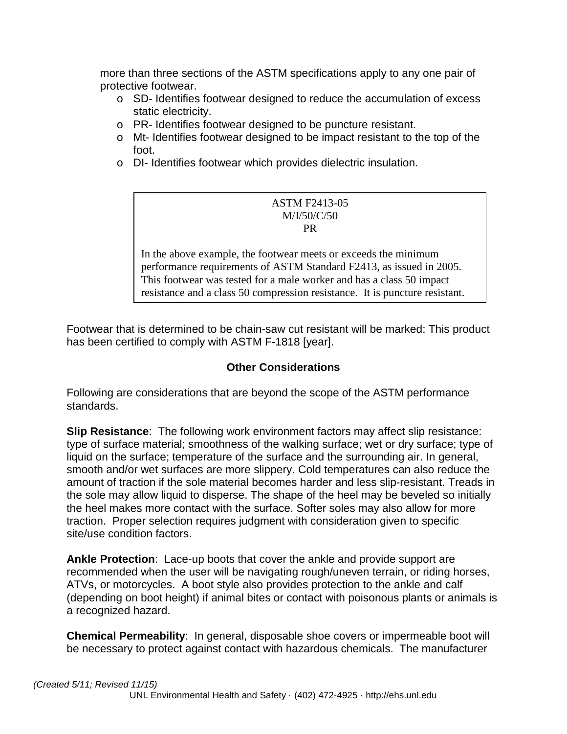more than three sections of the ASTM specifications apply to any one pair of protective footwear.

- SD- Identifies footwear designed to reduce the accumulation of excess static electricity.
- PR- Identifies footwear designed to be puncture resistant.
- Mt- Identifies footwear designed to be impact resistant to the top of the foot.
- DI- Identifies footwear which provides dielectric insulation.

> ASTM F2413-05
> M/I/50/C/50
> PR
>
> In the above example, the footwear meets or exceeds the minimum performance requirements of ASTM Standard F2413, as issued in 2005. This footwear was tested for a male worker and has a class 50 impact resistance and a class 50 compression resistance. It is puncture resistant.

Footwear that is determined to be chain-saw cut resistant will be marked: This product has been certified to comply with ASTM F-1818 [year].

## Other Considerations

Following are considerations that are beyond the scope of the ASTM performance standards.

**Slip Resistance**: The following work environment factors may affect slip resistance: type of surface material; smoothness of the walking surface; wet or dry surface; type of liquid on the surface; temperature of the surface and the surrounding air. In general, smooth and/or wet surfaces are more slippery. Cold temperatures can also reduce the amount of traction if the sole material becomes harder and less slip-resistant. Treads in the sole may allow liquid to disperse. The shape of the heel may be beveled so initially the heel makes more contact with the surface. Softer soles may also allow for more traction. Proper selection requires judgment with consideration given to specific site/use condition factors.

**Ankle Protection**: Lace-up boots that cover the ankle and provide support are recommended when the user will be navigating rough/uneven terrain, or riding horses, ATVs, or motorcycles. A boot style also provides protection to the ankle and calf (depending on boot height) if animal bites or contact with poisonous plants or animals is a recognized hazard.

**Chemical Permeability**: In general, disposable shoe covers or impermeable boot will be necessary to protect against contact with hazardous chemicals. The manufacturer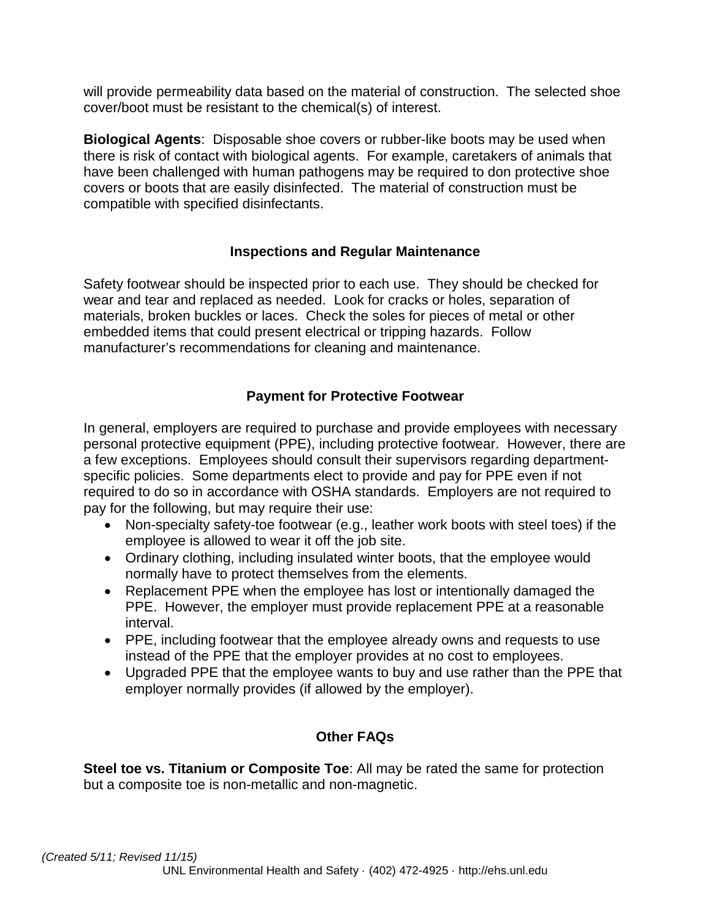will provide permeability data based on the material of construction. The selected shoe cover/boot must be resistant to the chemical(s) of interest.

**Biological Agents**: Disposable shoe covers or rubber-like boots may be used when there is risk of contact with biological agents. For example, caretakers of animals that have been challenged with human pathogens may be required to don protective shoe covers or boots that are easily disinfected. The material of construction must be compatible with specified disinfectants.

## Inspections and Regular Maintenance

Safety footwear should be inspected prior to each use. They should be checked for wear and tear and replaced as needed. Look for cracks or holes, separation of materials, broken buckles or laces. Check the soles for pieces of metal or other embedded items that could present electrical or tripping hazards. Follow manufacturer's recommendations for cleaning and maintenance.

## Payment for Protective Footwear

In general, employers are required to purchase and provide employees with necessary personal protective equipment (PPE), including protective footwear. However, there are a few exceptions. Employees should consult their supervisors regarding department-specific policies. Some departments elect to provide and pay for PPE even if not required to do so in accordance with OSHA standards. Employers are not required to pay for the following, but may require their use:

- Non-specialty safety-toe footwear (e.g., leather work boots with steel toes) if the employee is allowed to wear it off the job site.
- Ordinary clothing, including insulated winter boots, that the employee would normally have to protect themselves from the elements.
- Replacement PPE when the employee has lost or intentionally damaged the PPE. However, the employer must provide replacement PPE at a reasonable interval.
- PPE, including footwear that the employee already owns and requests to use instead of the PPE that the employer provides at no cost to employees.
- Upgraded PPE that the employee wants to buy and use rather than the PPE that employer normally provides (if allowed by the employer).

## Other FAQs

**Steel toe vs. Titanium or Composite Toe**: All may be rated the same for protection but a composite toe is non-metallic and non-magnetic.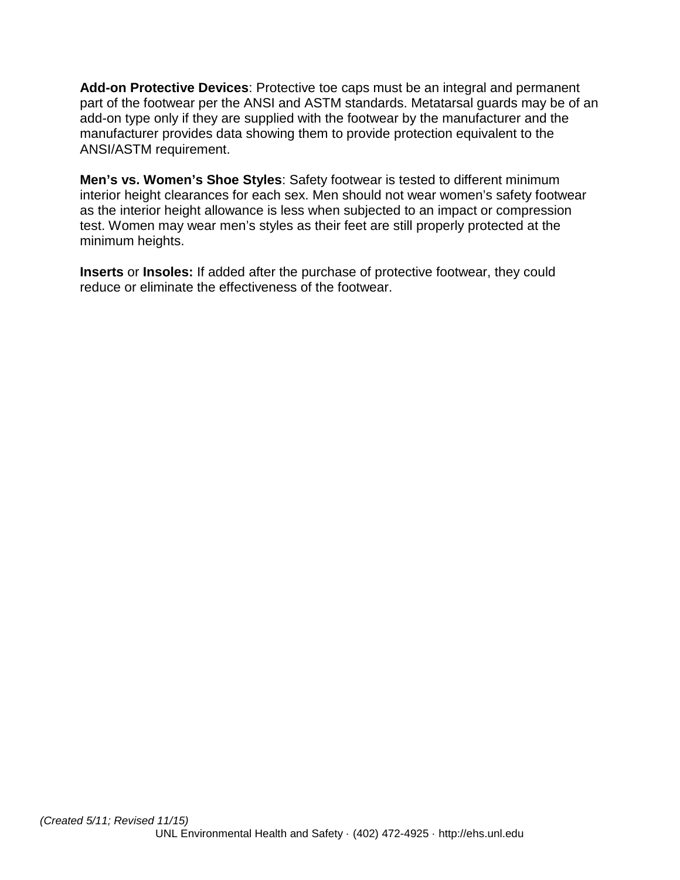**Add-on Protective Devices**: Protective toe caps must be an integral and permanent part of the footwear per the ANSI and ASTM standards. Metatarsal guards may be of an add-on type only if they are supplied with the footwear by the manufacturer and the manufacturer provides data showing them to provide protection equivalent to the ANSI/ASTM requirement.

**Men's vs. Women's Shoe Styles**: Safety footwear is tested to different minimum interior height clearances for each sex. Men should not wear women's safety footwear as the interior height allowance is less when subjected to an impact or compression test. Women may wear men's styles as their feet are still properly protected at the minimum heights.

**Inserts** or **Insoles:** If added after the purchase of protective footwear, they could reduce or eliminate the effectiveness of the footwear.

*(Created 5/11; Revised 11/15)*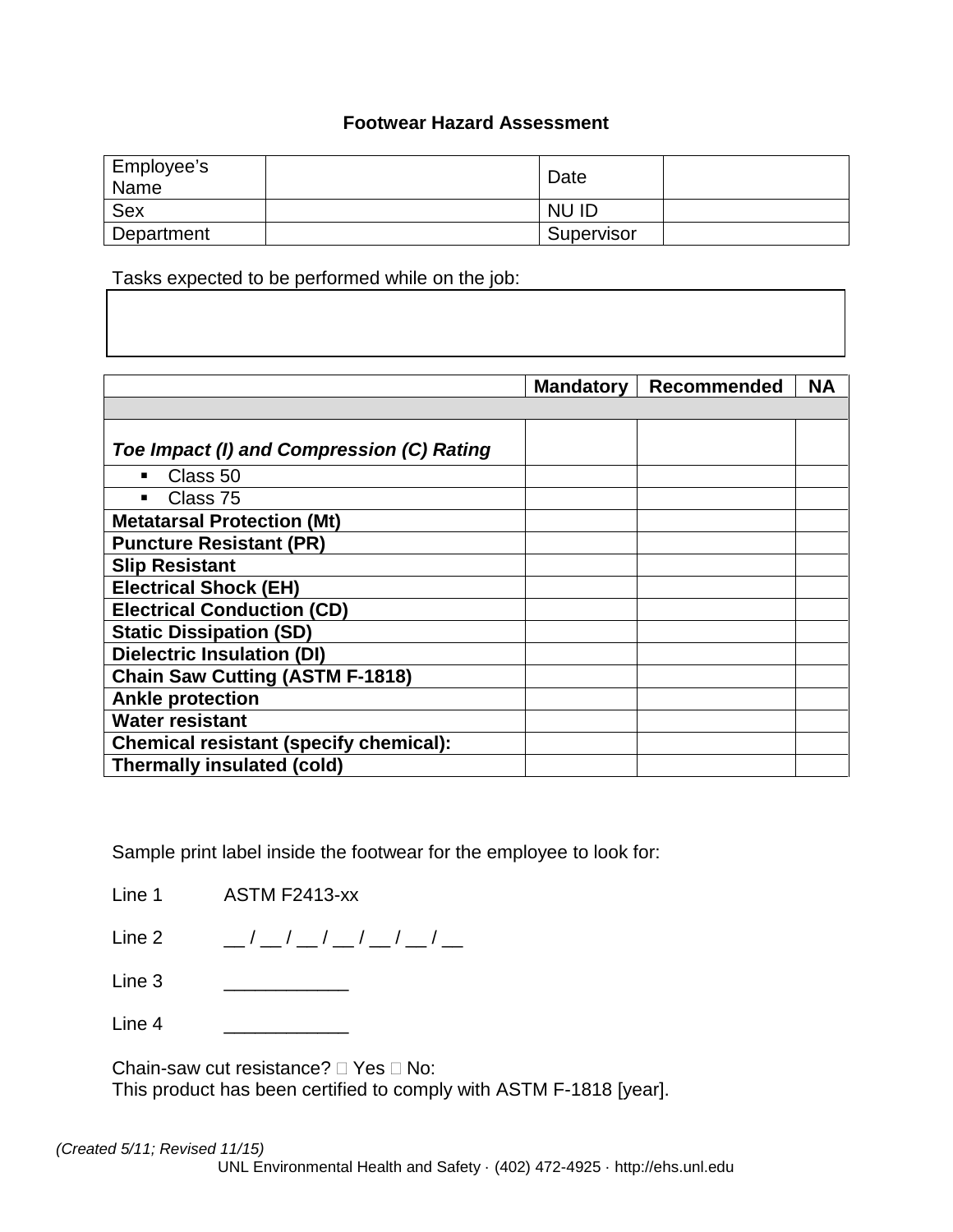# Footwear Hazard Assessment

| | | | |
|---|---|---|---|
| Employee's Name | | Date | |
| Sex | | NU ID | |
| Department | | Supervisor | |

Tasks expected to be performed while on the job:

| | |
|---|---|
| | |

| | Mandatory | Recommended | NA |
|---|---|---|---|
| | | | |
| ***Toe Impact (I) and Compression (C) Rating*** | | | |
| ▪ Class 50 | | | |
| ▪ Class 75 | | | |
| **Metatarsal Protection (Mt)** | | | |
| **Puncture Resistant (PR)** | | | |
| **Slip Resistant** | | | |
| **Electrical Shock (EH)** | | | |
| **Electrical Conduction (CD)** | | | |
| **Static Dissipation (SD)** | | | |
| **Dielectric Insulation (DI)** | | | |
| **Chain Saw Cutting (ASTM F-1818)** | | | |
| **Ankle protection** | | | |
| **Water resistant** | | | |
| **Chemical resistant (specify chemical):** | | | |
| **Thermally insulated (cold)** | | | |

Sample print label inside the footwear for the employee to look for:

Line 1 ASTM F2413-xx

Line 2 __ / __ / __ / __ / __ / __ / __

Line 3 ____________

Line 4 ____________

Chain-saw cut resistance? ☐ Yes ☐ No:
This product has been certified to comply with ASTM F-1818 [year].

*(Created 5/11; Revised 11/15)*

UNL Environmental Health and Safety · (402) 472-4925 · http://ehs.unl.edu